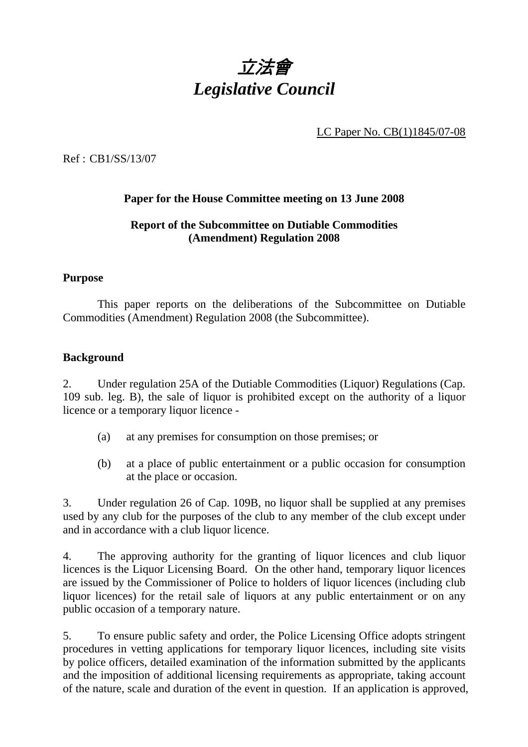# *立法會*
# *Legislative Council*

LC Paper No. CB(1)1845/07-08

Ref : CB1/SS/13/07

**Paper for the House Committee meeting on 13 June 2008**

**Report of the Subcommittee on Dutiable Commodities (Amendment) Regulation 2008**

## Purpose

This paper reports on the deliberations of the Subcommittee on Dutiable Commodities (Amendment) Regulation 2008 (the Subcommittee).

## Background

2. Under regulation 25A of the Dutiable Commodities (Liquor) Regulations (Cap. 109 sub. leg. B), the sale of liquor is prohibited except on the authority of a liquor licence or a temporary liquor licence -

(a) at any premises for consumption on those premises; or

(b) at a place of public entertainment or a public occasion for consumption at the place or occasion.

3. Under regulation 26 of Cap. 109B, no liquor shall be supplied at any premises used by any club for the purposes of the club to any member of the club except under and in accordance with a club liquor licence.

4. The approving authority for the granting of liquor licences and club liquor licences is the Liquor Licensing Board. On the other hand, temporary liquor licences are issued by the Commissioner of Police to holders of liquor licences (including club liquor licences) for the retail sale of liquors at any public entertainment or on any public occasion of a temporary nature.

5. To ensure public safety and order, the Police Licensing Office adopts stringent procedures in vetting applications for temporary liquor licences, including site visits by police officers, detailed examination of the information submitted by the applicants and the imposition of additional licensing requirements as appropriate, taking account of the nature, scale and duration of the event in question. If an application is approved,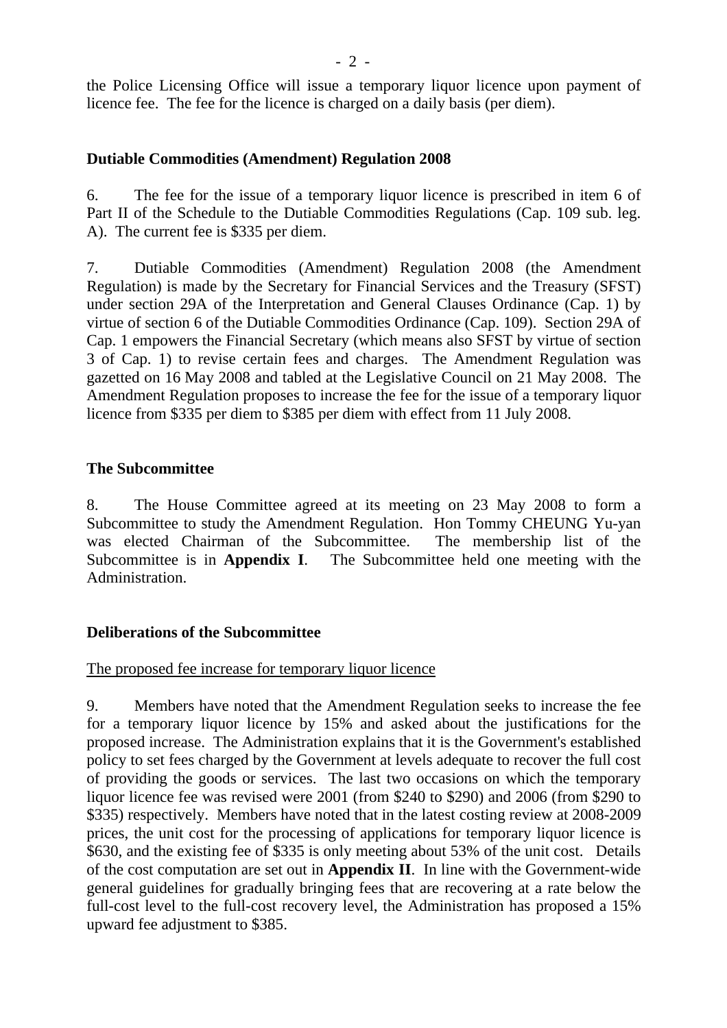the Police Licensing Office will issue a temporary liquor licence upon payment of licence fee. The fee for the licence is charged on a daily basis (per diem).

**Dutiable Commodities (Amendment) Regulation 2008**

6. The fee for the issue of a temporary liquor licence is prescribed in item 6 of Part II of the Schedule to the Dutiable Commodities Regulations (Cap. 109 sub. leg. A). The current fee is $335 per diem.

7. Dutiable Commodities (Amendment) Regulation 2008 (the Amendment Regulation) is made by the Secretary for Financial Services and the Treasury (SFST) under section 29A of the Interpretation and General Clauses Ordinance (Cap. 1) by virtue of section 6 of the Dutiable Commodities Ordinance (Cap. 109). Section 29A of Cap. 1 empowers the Financial Secretary (which means also SFST by virtue of section 3 of Cap. 1) to revise certain fees and charges. The Amendment Regulation was gazetted on 16 May 2008 and tabled at the Legislative Council on 21 May 2008. The Amendment Regulation proposes to increase the fee for the issue of a temporary liquor licence from $335 per diem to $385 per diem with effect from 11 July 2008.

**The Subcommittee**

8. The House Committee agreed at its meeting on 23 May 2008 to form a Subcommittee to study the Amendment Regulation. Hon Tommy CHEUNG Yu-yan was elected Chairman of the Subcommittee. The membership list of the Subcommittee is in **Appendix I**. The Subcommittee held one meeting with the Administration.

**Deliberations of the Subcommittee**

The proposed fee increase for temporary liquor licence

9. Members have noted that the Amendment Regulation seeks to increase the fee for a temporary liquor licence by 15% and asked about the justifications for the proposed increase. The Administration explains that it is the Government's established policy to set fees charged by the Government at levels adequate to recover the full cost of providing the goods or services. The last two occasions on which the temporary liquor licence fee was revised were 2001 (from $240 to $290) and 2006 (from $290 to $335) respectively. Members have noted that in the latest costing review at 2008-2009 prices, the unit cost for the processing of applications for temporary liquor licence is $630, and the existing fee of $335 is only meeting about 53% of the unit cost. Details of the cost computation are set out in **Appendix II**. In line with the Government-wide general guidelines for gradually bringing fees that are recovering at a rate below the full-cost level to the full-cost recovery level, the Administration has proposed a 15% upward fee adjustment to $385.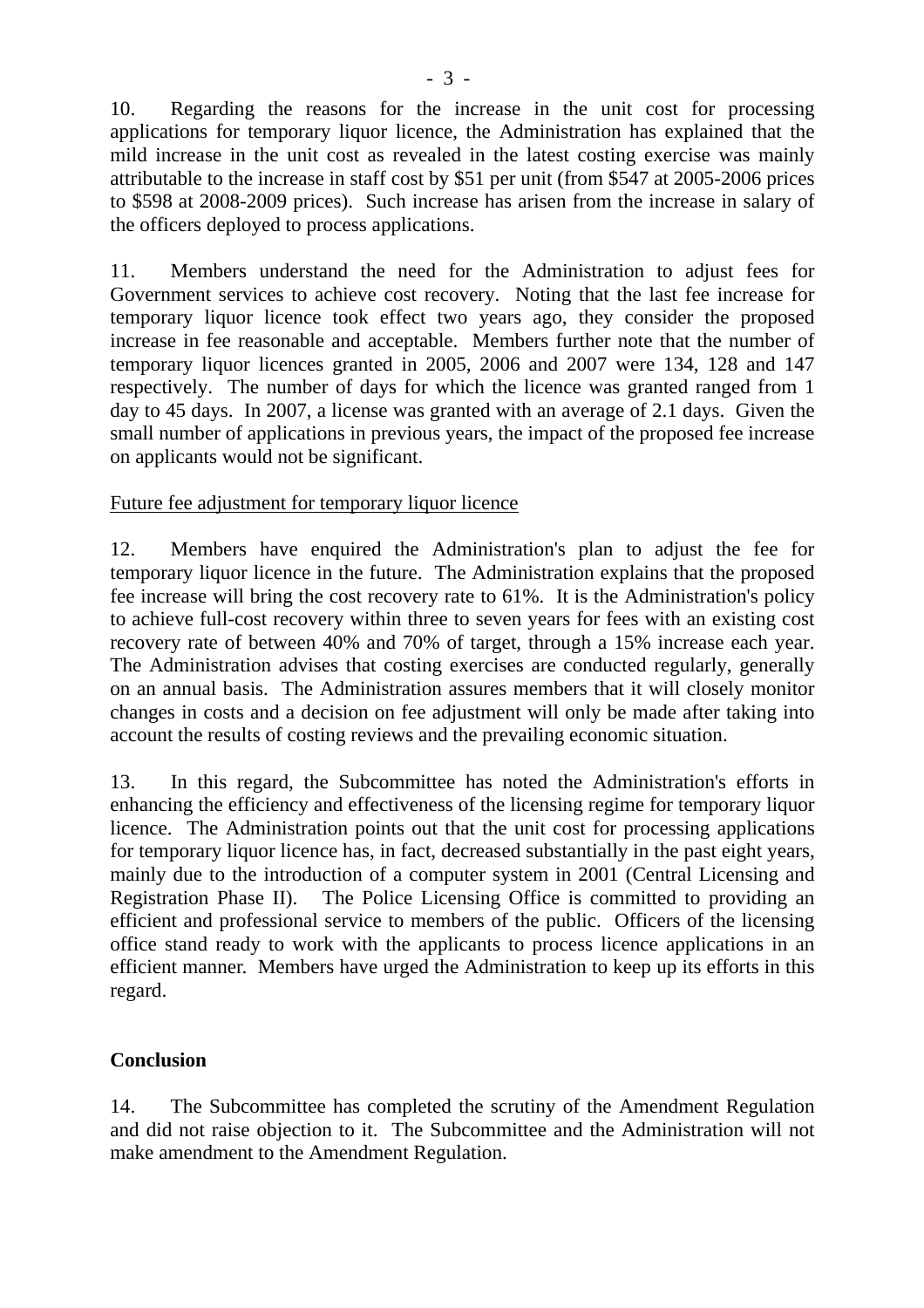10. Regarding the reasons for the increase in the unit cost for processing applications for temporary liquor licence, the Administration has explained that the mild increase in the unit cost as revealed in the latest costing exercise was mainly attributable to the increase in staff cost by $51 per unit (from $547 at 2005-2006 prices to $598 at 2008-2009 prices). Such increase has arisen from the increase in salary of the officers deployed to process applications.

11. Members understand the need for the Administration to adjust fees for Government services to achieve cost recovery. Noting that the last fee increase for temporary liquor licence took effect two years ago, they consider the proposed increase in fee reasonable and acceptable. Members further note that the number of temporary liquor licences granted in 2005, 2006 and 2007 were 134, 128 and 147 respectively. The number of days for which the licence was granted ranged from 1 day to 45 days. In 2007, a license was granted with an average of 2.1 days. Given the small number of applications in previous years, the impact of the proposed fee increase on applicants would not be significant.

Future fee adjustment for temporary liquor licence

12. Members have enquired the Administration's plan to adjust the fee for temporary liquor licence in the future. The Administration explains that the proposed fee increase will bring the cost recovery rate to 61%. It is the Administration's policy to achieve full-cost recovery within three to seven years for fees with an existing cost recovery rate of between 40% and 70% of target, through a 15% increase each year. The Administration advises that costing exercises are conducted regularly, generally on an annual basis. The Administration assures members that it will closely monitor changes in costs and a decision on fee adjustment will only be made after taking into account the results of costing reviews and the prevailing economic situation.

13. In this regard, the Subcommittee has noted the Administration's efforts in enhancing the efficiency and effectiveness of the licensing regime for temporary liquor licence. The Administration points out that the unit cost for processing applications for temporary liquor licence has, in fact, decreased substantially in the past eight years, mainly due to the introduction of a computer system in 2001 (Central Licensing and Registration Phase II). The Police Licensing Office is committed to providing an efficient and professional service to members of the public. Officers of the licensing office stand ready to work with the applicants to process licence applications in an efficient manner. Members have urged the Administration to keep up its efforts in this regard.

**Conclusion**

14. The Subcommittee has completed the scrutiny of the Amendment Regulation and did not raise objection to it. The Subcommittee and the Administration will not make amendment to the Amendment Regulation.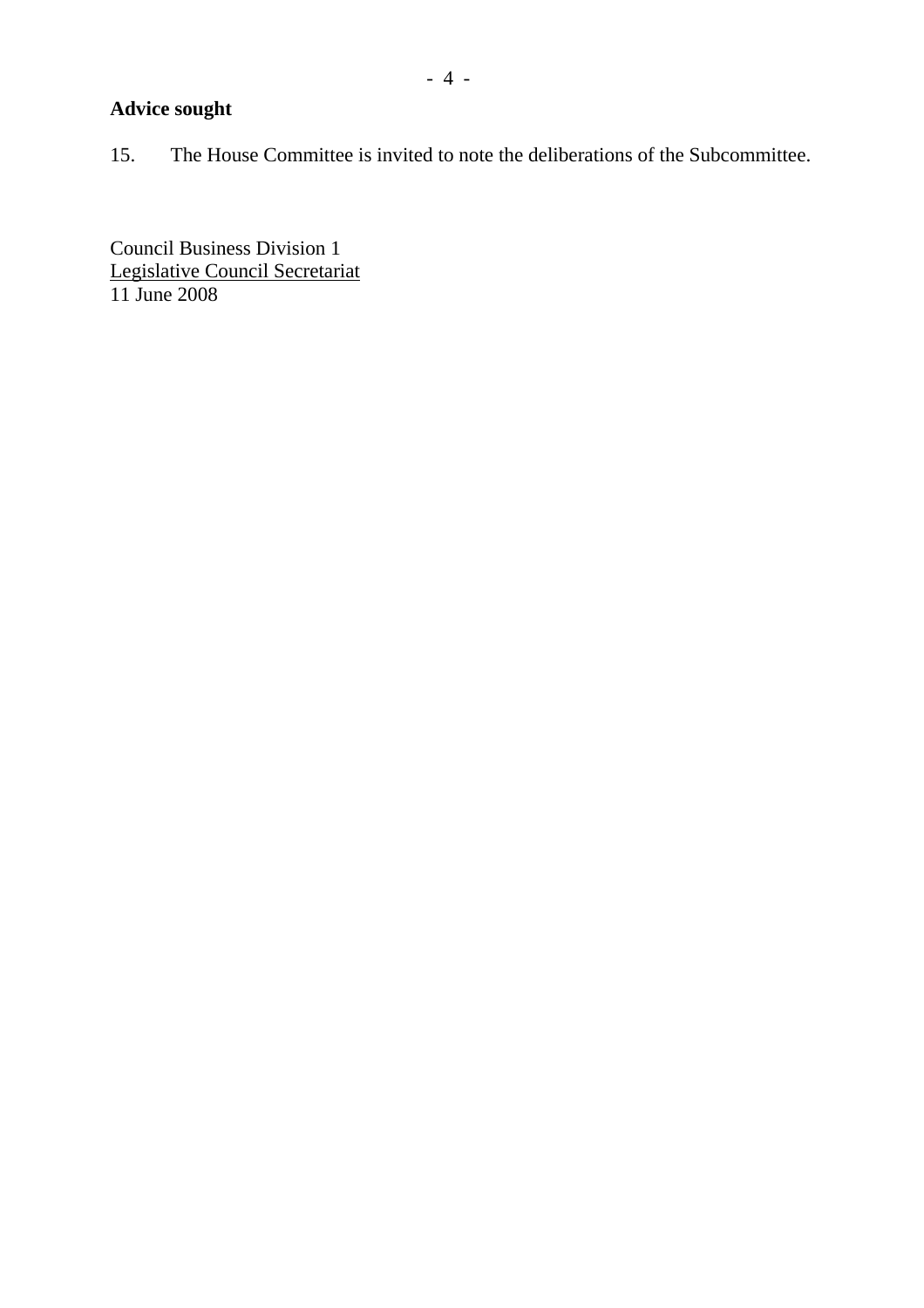**Advice sought**

15. The House Committee is invited to note the deliberations of the Subcommittee.

Council Business Division 1
Legislative Council Secretariat
11 June 2008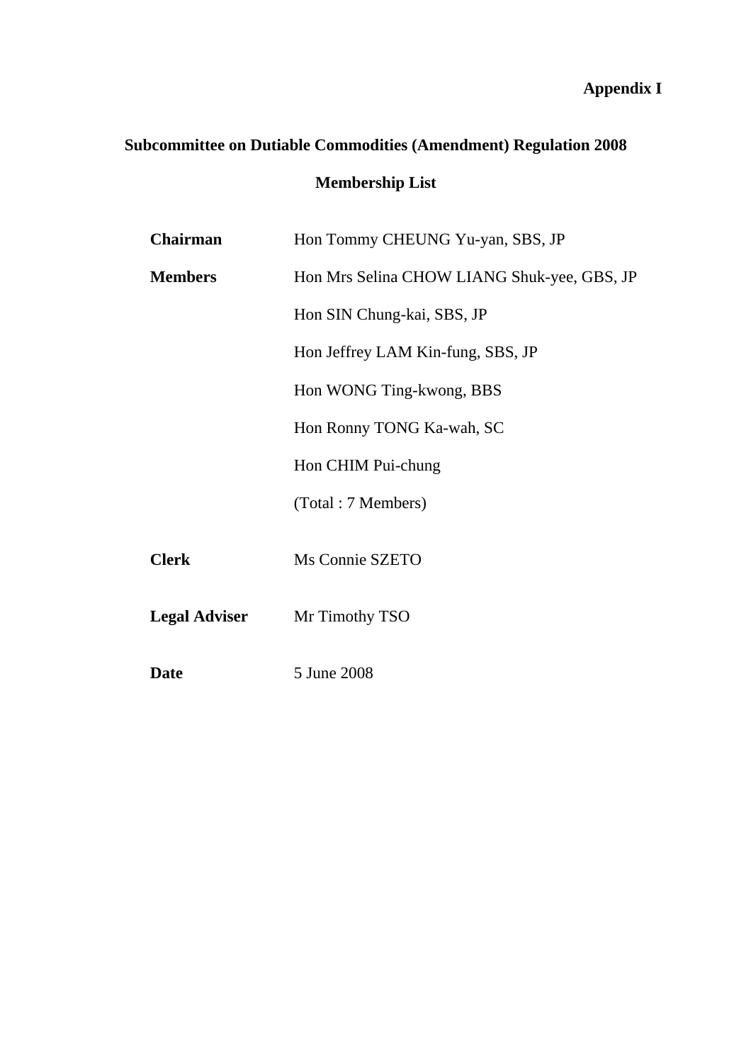**Appendix I**

# Subcommittee on Dutiable Commodities (Amendment) Regulation 2008

## Membership List

| | |
|---|---|
| **Chairman** | Hon Tommy CHEUNG Yu-yan, SBS, JP |
| **Members** | Hon Mrs Selina CHOW LIANG Shuk-yee, GBS, JP |
| | Hon SIN Chung-kai, SBS, JP |
| | Hon Jeffrey LAM Kin-fung, SBS, JP |
| | Hon WONG Ting-kwong, BBS |
| | Hon Ronny TONG Ka-wah, SC |
| | Hon CHIM Pui-chung |
| | (Total : 7 Members) |
| **Clerk** | Ms Connie SZETO |
| **Legal Adviser** | Mr Timothy TSO |
| **Date** | 5 June 2008 |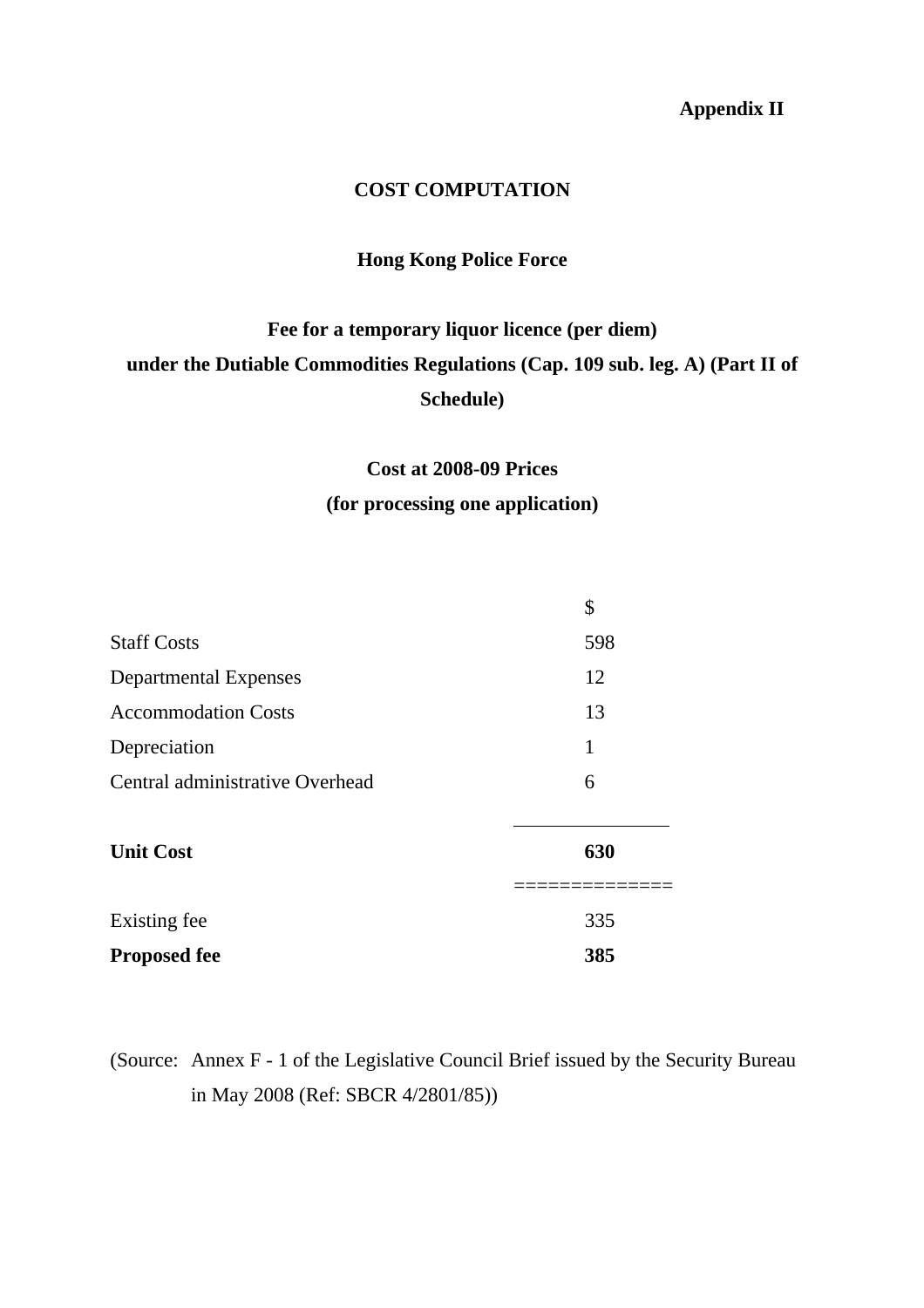**Appendix II**

# COST COMPUTATION

## Hong Kong Police Force

## Fee for a temporary liquor licence (per diem) under the Dutiable Commodities Regulations (Cap. 109 sub. leg. A) (Part II of Schedule)

### Cost at 2008-09 Prices (for processing one application)

| | $ |
|---|---|
| Staff Costs | 598 |
| Departmental Expenses | 12 |
| Accommodation Costs | 13 |
| Depreciation | 1 |
| Central administrative Overhead | 6 |
| **Unit Cost** | **630** |
| Existing fee | 335 |
| **Proposed fee** | **385** |

(Source: Annex F - 1 of the Legislative Council Brief issued by the Security Bureau in May 2008 (Ref: SBCR 4/2801/85))